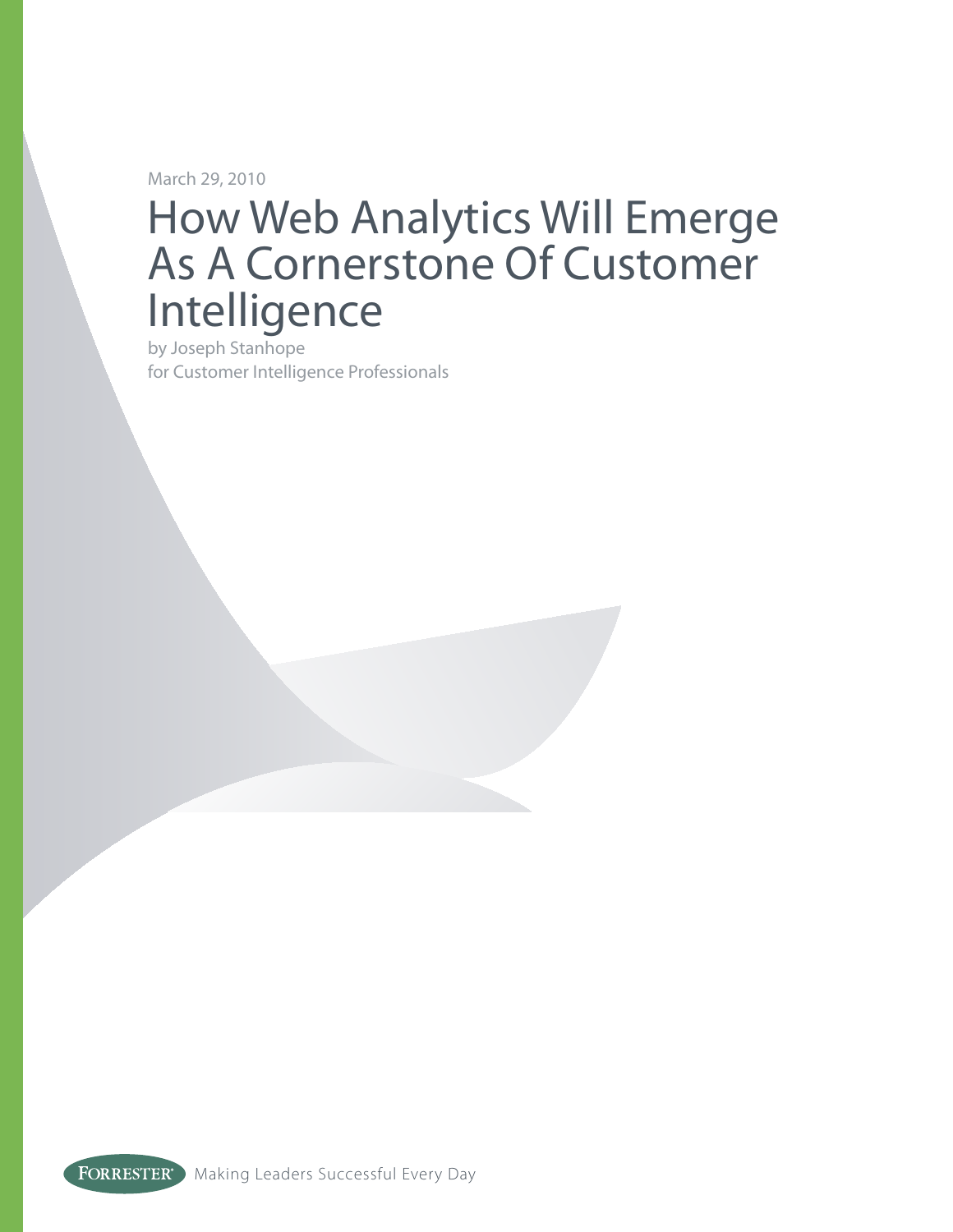March 29, 2010

# How Web Analytics Will Emerge As A Cornerstone Of Customer Intelligence

by Joseph Stanhope
for Customer Intelligence Professionals

FORRESTER® Making Leaders Successful Every Day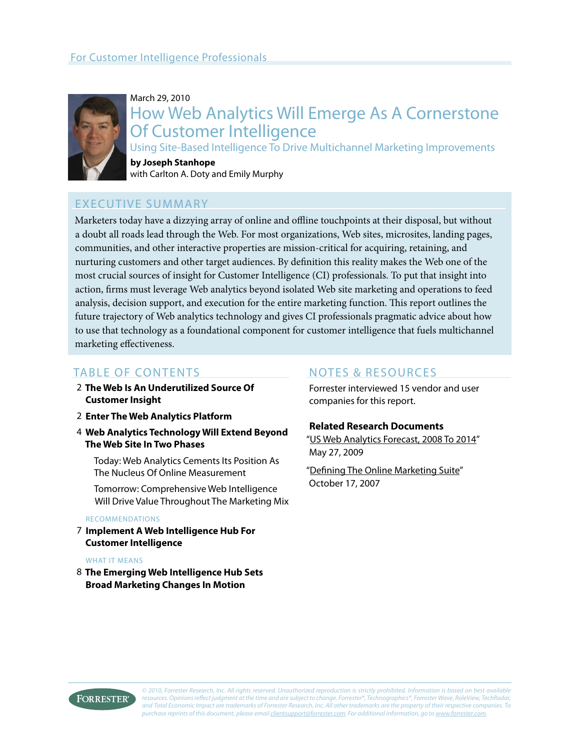For Customer Intelligence Professionals

March 29, 2010

# How Web Analytics Will Emerge As A Cornerstone Of Customer Intelligence

## Using Site-Based Intelligence To Drive Multichannel Marketing Improvements

**by Joseph Stanhope**
with Carlton A. Doty and Emily Murphy

## EXECUTIVE SUMMARY

Marketers today have a dizzying array of online and offline touchpoints at their disposal, but without a doubt all roads lead through the Web. For most organizations, Web sites, microsites, landing pages, communities, and other interactive properties are mission-critical for acquiring, retaining, and nurturing customers and other target audiences. By definition this reality makes the Web one of the most crucial sources of insight for Customer Intelligence (CI) professionals. To put that insight into action, firms must leverage Web analytics beyond isolated Web site marketing and operations to feed analysis, decision support, and execution for the entire marketing function. This report outlines the future trajectory of Web analytics technology and gives CI professionals pragmatic advice about how to use that technology as a foundational component for customer intelligence that fuels multichannel marketing effectiveness.

## TABLE OF CONTENTS

2 **The Web Is An Underutilized Source Of Customer Insight**

2 **Enter The Web Analytics Platform**

4 **Web Analytics Technology Will Extend Beyond The Web Site In Two Phases**

- Today: Web Analytics Cements Its Position As The Nucleus Of Online Measurement
- Tomorrow: Comprehensive Web Intelligence Will Drive Value Throughout The Marketing Mix

RECOMMENDATIONS

7 **Implement A Web Intelligence Hub For Customer Intelligence**

WHAT IT MEANS

8 **The Emerging Web Intelligence Hub Sets Broad Marketing Changes In Motion**

## NOTES & RESOURCES

Forrester interviewed 15 vendor and user companies for this report.

**Related Research Documents**

"US Web Analytics Forecast, 2008 To 2014"
May 27, 2009

"Defining The Online Marketing Suite"
October 17, 2007

*© 2010, Forrester Research, Inc. All rights reserved. Unauthorized reproduction is strictly prohibited. Information is based on best available resources. Opinions reflect judgment at the time and are subject to change. Forrester®, Technographics®, Forrester Wave, RoleView, TechRadar, and Total Economic Impact are trademarks of Forrester Research, Inc. All other trademarks are the property of their respective companies. To purchase reprints of this document, please email clientsupport@forrester.com. For additional information, go to www.forrester.com.*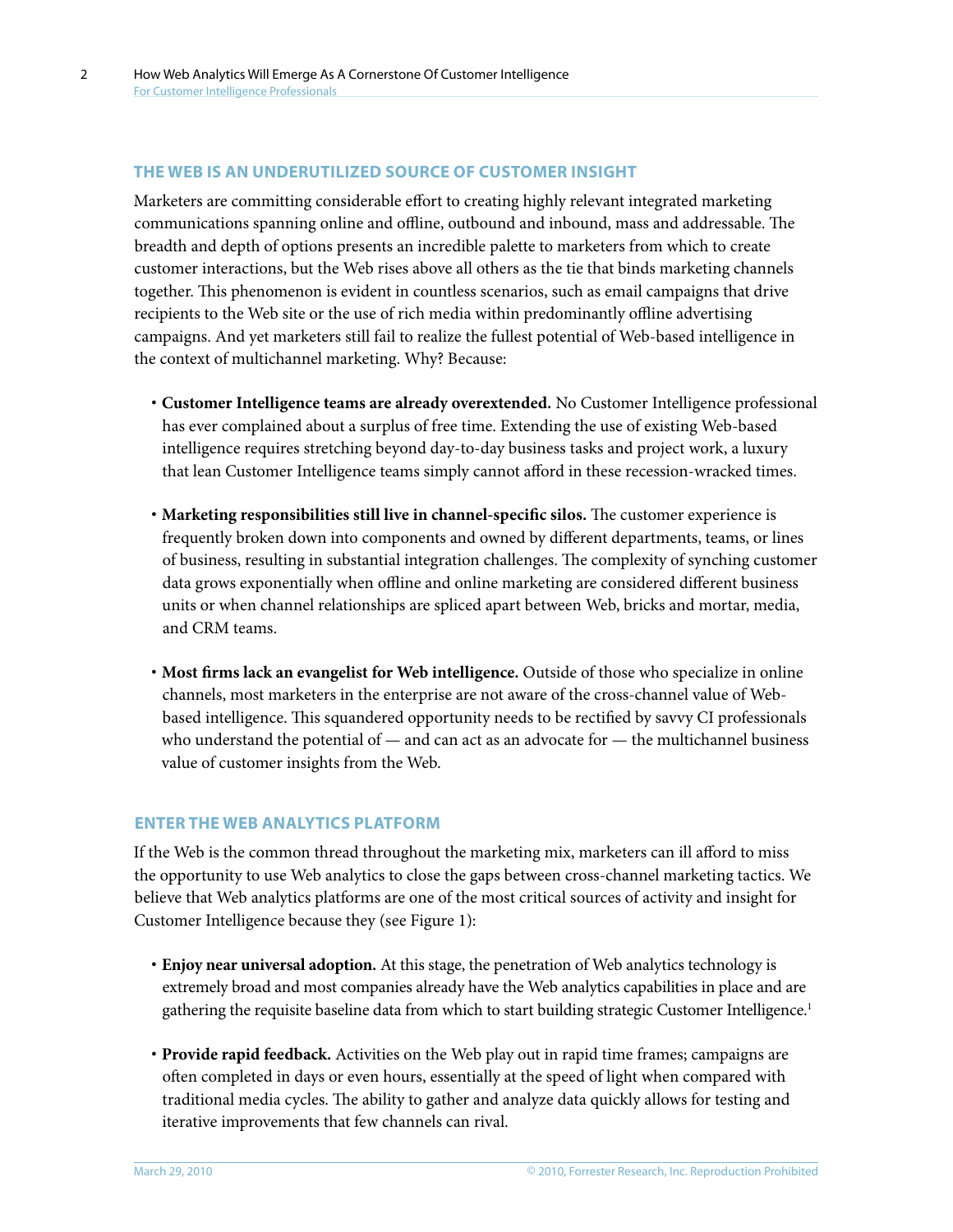## THE WEB IS AN UNDERUTILIZED SOURCE OF CUSTOMER INSIGHT

Marketers are committing considerable effort to creating highly relevant integrated marketing communications spanning online and offline, outbound and inbound, mass and addressable. The breadth and depth of options presents an incredible palette to marketers from which to create customer interactions, but the Web rises above all others as the tie that binds marketing channels together. This phenomenon is evident in countless scenarios, such as email campaigns that drive recipients to the Web site or the use of rich media within predominantly offline advertising campaigns. And yet marketers still fail to realize the fullest potential of Web-based intelligence in the context of multichannel marketing. Why? Because:

- **Customer Intelligence teams are already overextended.** No Customer Intelligence professional has ever complained about a surplus of free time. Extending the use of existing Web-based intelligence requires stretching beyond day-to-day business tasks and project work, a luxury that lean Customer Intelligence teams simply cannot afford in these recession-wracked times.

- **Marketing responsibilities still live in channel-specific silos.** The customer experience is frequently broken down into components and owned by different departments, teams, or lines of business, resulting in substantial integration challenges. The complexity of synching customer data grows exponentially when offline and online marketing are considered different business units or when channel relationships are spliced apart between Web, bricks and mortar, media, and CRM teams.

- **Most firms lack an evangelist for Web intelligence.** Outside of those who specialize in online channels, most marketers in the enterprise are not aware of the cross-channel value of Web-based intelligence. This squandered opportunity needs to be rectified by savvy CI professionals who understand the potential of — and can act as an advocate for — the multichannel business value of customer insights from the Web.

## ENTER THE WEB ANALYTICS PLATFORM

If the Web is the common thread throughout the marketing mix, marketers can ill afford to miss the opportunity to use Web analytics to close the gaps between cross-channel marketing tactics. We believe that Web analytics platforms are one of the most critical sources of activity and insight for Customer Intelligence because they (see Figure 1):

- **Enjoy near universal adoption.** At this stage, the penetration of Web analytics technology is extremely broad and most companies already have the Web analytics capabilities in place and are gathering the requisite baseline data from which to start building strategic Customer Intelligence.[1]

- **Provide rapid feedback.** Activities on the Web play out in rapid time frames; campaigns are often completed in days or even hours, essentially at the speed of light when compared with traditional media cycles. The ability to gather and analyze data quickly allows for testing and iterative improvements that few channels can rival.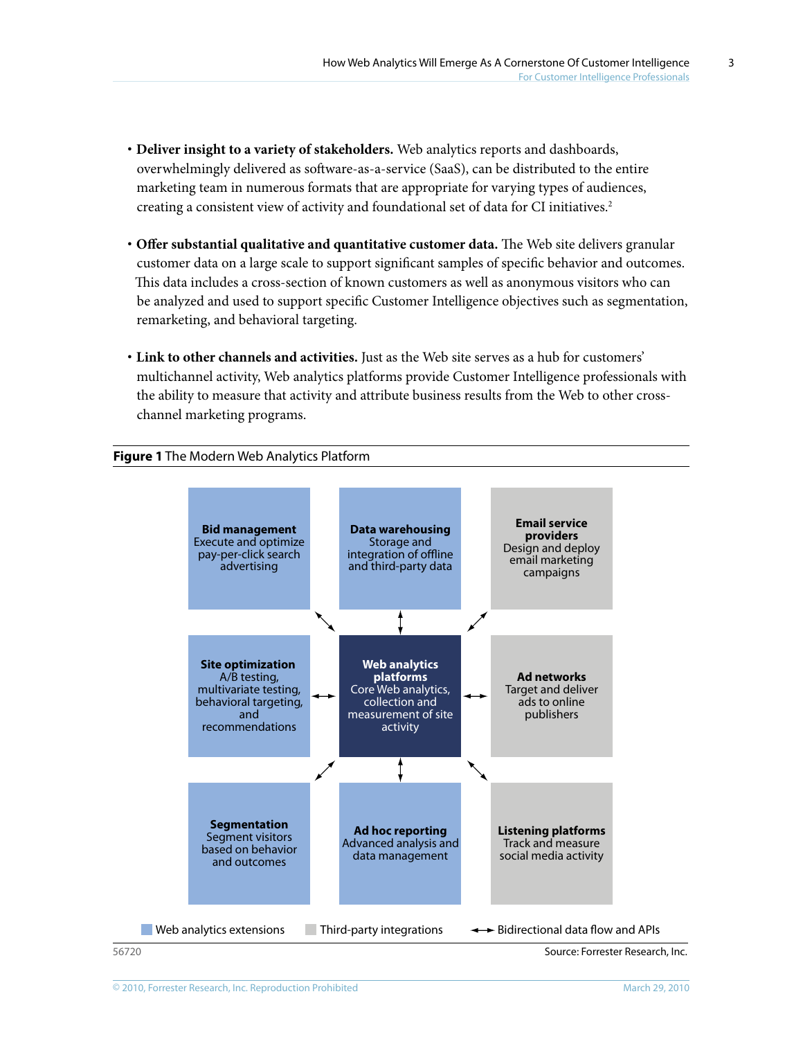- **Deliver insight to a variety of stakeholders.** Web analytics reports and dashboards, overwhelmingly delivered as software-as-a-service (SaaS), can be distributed to the entire marketing team in numerous formats that are appropriate for varying types of audiences, creating a consistent view of activity and foundational set of data for CI initiatives.[2]

- **Offer substantial qualitative and quantitative customer data.** The Web site delivers granular customer data on a large scale to support significant samples of specific behavior and outcomes. This data includes a cross-section of known customers as well as anonymous visitors who can be analyzed and used to support specific Customer Intelligence objectives such as segmentation, remarketing, and behavioral targeting.

- **Link to other channels and activities.** Just as the Web site serves as a hub for customers' multichannel activity, Web analytics platforms provide Customer Intelligence professionals with the ability to measure that activity and attribute business results from the Web to other cross-channel marketing programs.

**Figure 1** The Modern Web Analytics Platform

**Bid management**
Execute and optimize pay-per-click search advertising

**Data warehousing**
Storage and integration of offline and third-party data

**Email service providers**
Design and deploy email marketing campaigns

**Site optimization**
A/B testing, multivariate testing, behavioral targeting, and recommendations

**Web analytics platforms**
Core Web analytics, collection and measurement of site activity

**Ad networks**
Target and deliver ads to online publishers

**Segmentation**
Segment visitors based on behavior and outcomes

**Ad hoc reporting**
Advanced analysis and data management

**Listening platforms**
Track and measure social media activity

Web analytics extensions | Third-party integrations | ↔ Bidirectional data flow and APIs

56720

Source: Forrester Research, Inc.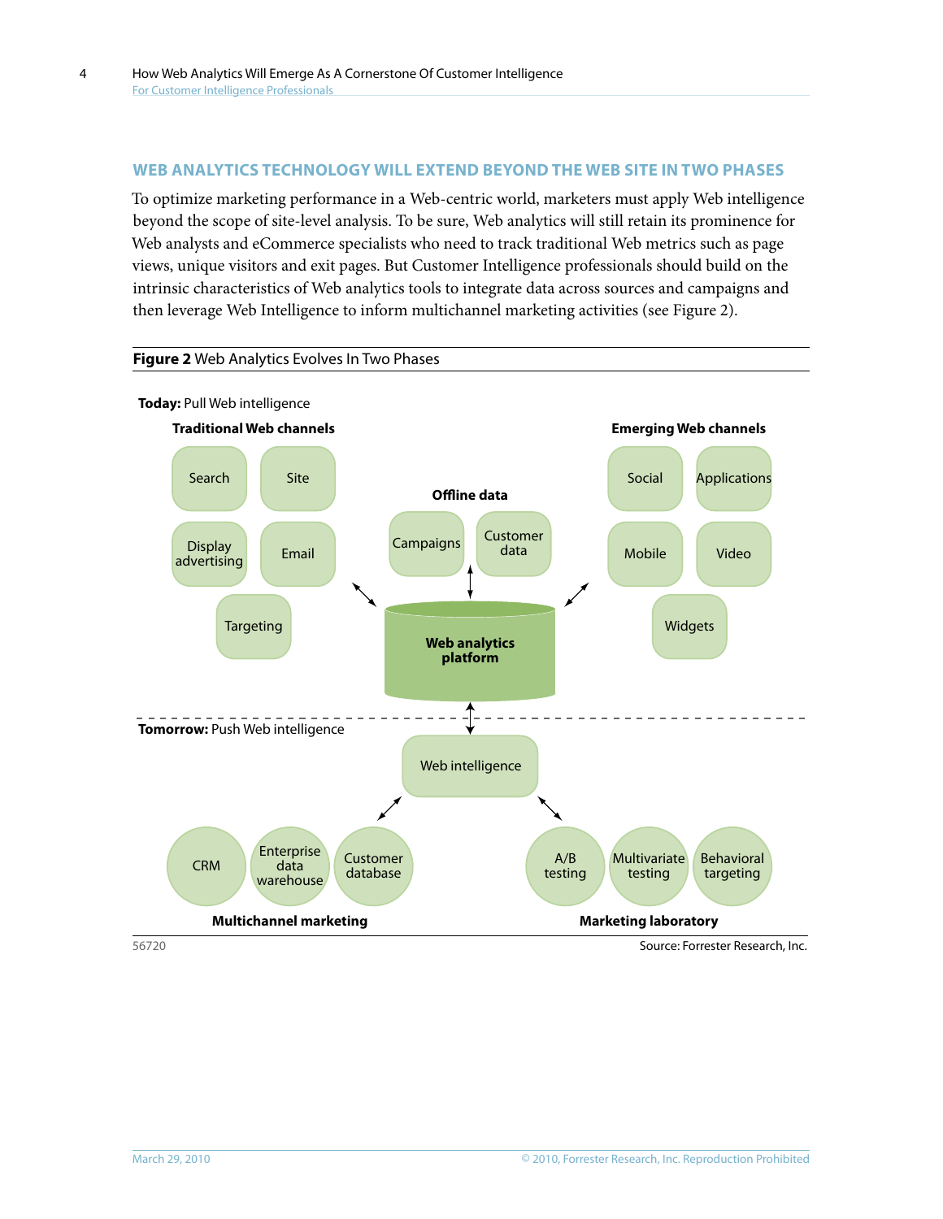## WEB ANALYTICS TECHNOLOGY WILL EXTEND BEYOND THE WEB SITE IN TWO PHASES

To optimize marketing performance in a Web-centric world, marketers must apply Web intelligence beyond the scope of site-level analysis. To be sure, Web analytics will still retain its prominence for Web analysts and eCommerce specialists who need to track traditional Web metrics such as page views, unique visitors and exit pages. But Customer Intelligence professionals should build on the intrinsic characteristics of Web analytics tools to integrate data across sources and campaigns and then leverage Web Intelligence to inform multichannel marketing activities (see Figure 2).

**Figure 2** Web Analytics Evolves In Two Phases

**Today:** Pull Web intelligence

**Traditional Web channels**: Search, Site, Display advertising, Email, Targeting

**Offline data**: Campaigns, Customer data

**Emerging Web channels**: Social, Applications, Mobile, Video, Widgets

**Web analytics platform**

**Tomorrow:** Push Web intelligence

Web intelligence

**Multichannel marketing**: CRM, Enterprise data warehouse, Customer database

**Marketing laboratory**: A/B testing, Multivariate testing, Behavioral targeting

56720

Source: Forrester Research, Inc.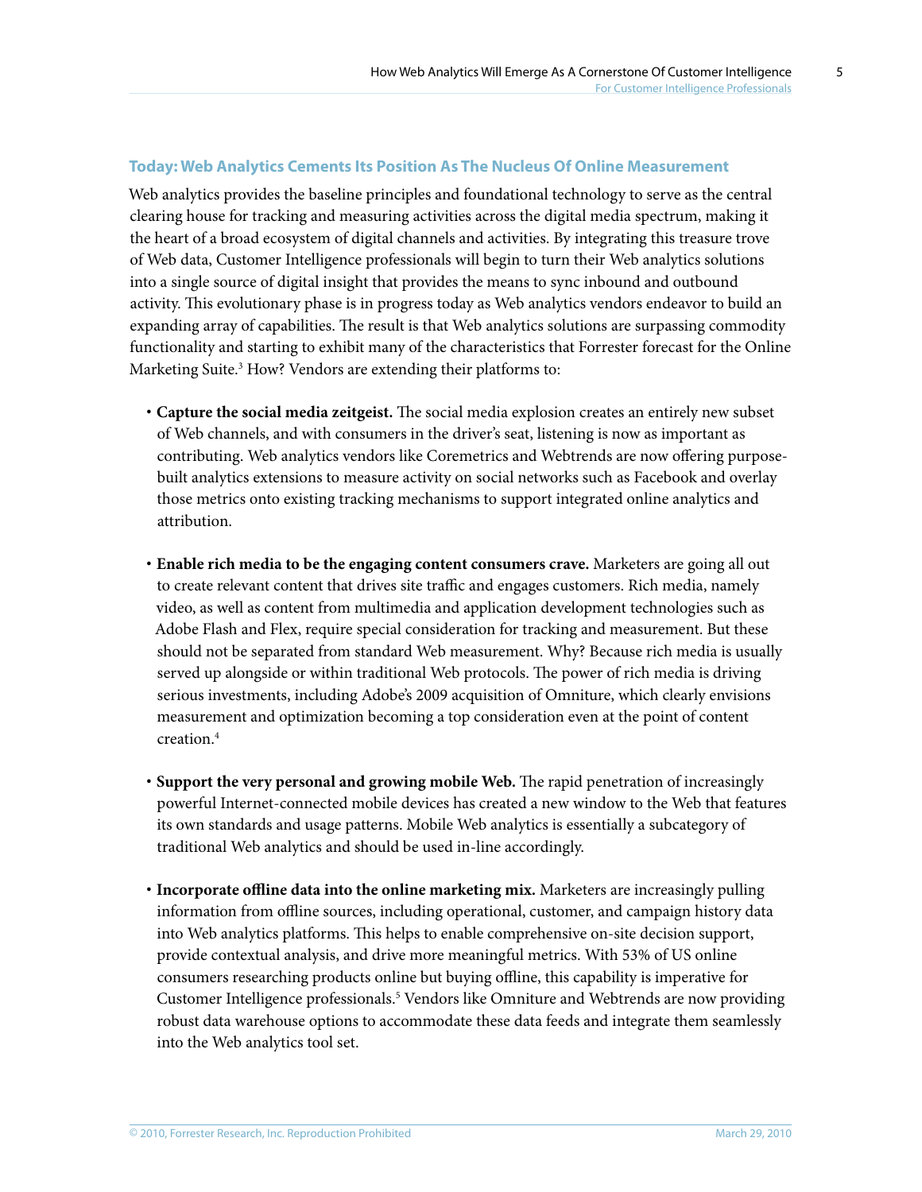## Today: Web Analytics Cements Its Position As The Nucleus Of Online Measurement

Web analytics provides the baseline principles and foundational technology to serve as the central clearing house for tracking and measuring activities across the digital media spectrum, making it the heart of a broad ecosystem of digital channels and activities. By integrating this treasure trove of Web data, Customer Intelligence professionals will begin to turn their Web analytics solutions into a single source of digital insight that provides the means to sync inbound and outbound activity. This evolutionary phase is in progress today as Web analytics vendors endeavor to build an expanding array of capabilities. The result is that Web analytics solutions are surpassing commodity functionality and starting to exhibit many of the characteristics that Forrester forecast for the Online Marketing Suite.[3] How? Vendors are extending their platforms to:

- **Capture the social media zeitgeist.** The social media explosion creates an entirely new subset of Web channels, and with consumers in the driver's seat, listening is now as important as contributing. Web analytics vendors like Coremetrics and Webtrends are now offering purpose-built analytics extensions to measure activity on social networks such as Facebook and overlay those metrics onto existing tracking mechanisms to support integrated online analytics and attribution.

- **Enable rich media to be the engaging content consumers crave.** Marketers are going all out to create relevant content that drives site traffic and engages customers. Rich media, namely video, as well as content from multimedia and application development technologies such as Adobe Flash and Flex, require special consideration for tracking and measurement. But these should not be separated from standard Web measurement. Why? Because rich media is usually served up alongside or within traditional Web protocols. The power of rich media is driving serious investments, including Adobe's 2009 acquisition of Omniture, which clearly envisions measurement and optimization becoming a top consideration even at the point of content creation.[4]

- **Support the very personal and growing mobile Web.** The rapid penetration of increasingly powerful Internet-connected mobile devices has created a new window to the Web that features its own standards and usage patterns. Mobile Web analytics is essentially a subcategory of traditional Web analytics and should be used in-line accordingly.

- **Incorporate offline data into the online marketing mix.** Marketers are increasingly pulling information from offline sources, including operational, customer, and campaign history data into Web analytics platforms. This helps to enable comprehensive on-site decision support, provide contextual analysis, and drive more meaningful metrics. With 53% of US online consumers researching products online but buying offline, this capability is imperative for Customer Intelligence professionals.[5] Vendors like Omniture and Webtrends are now providing robust data warehouse options to accommodate these data feeds and integrate them seamlessly into the Web analytics tool set.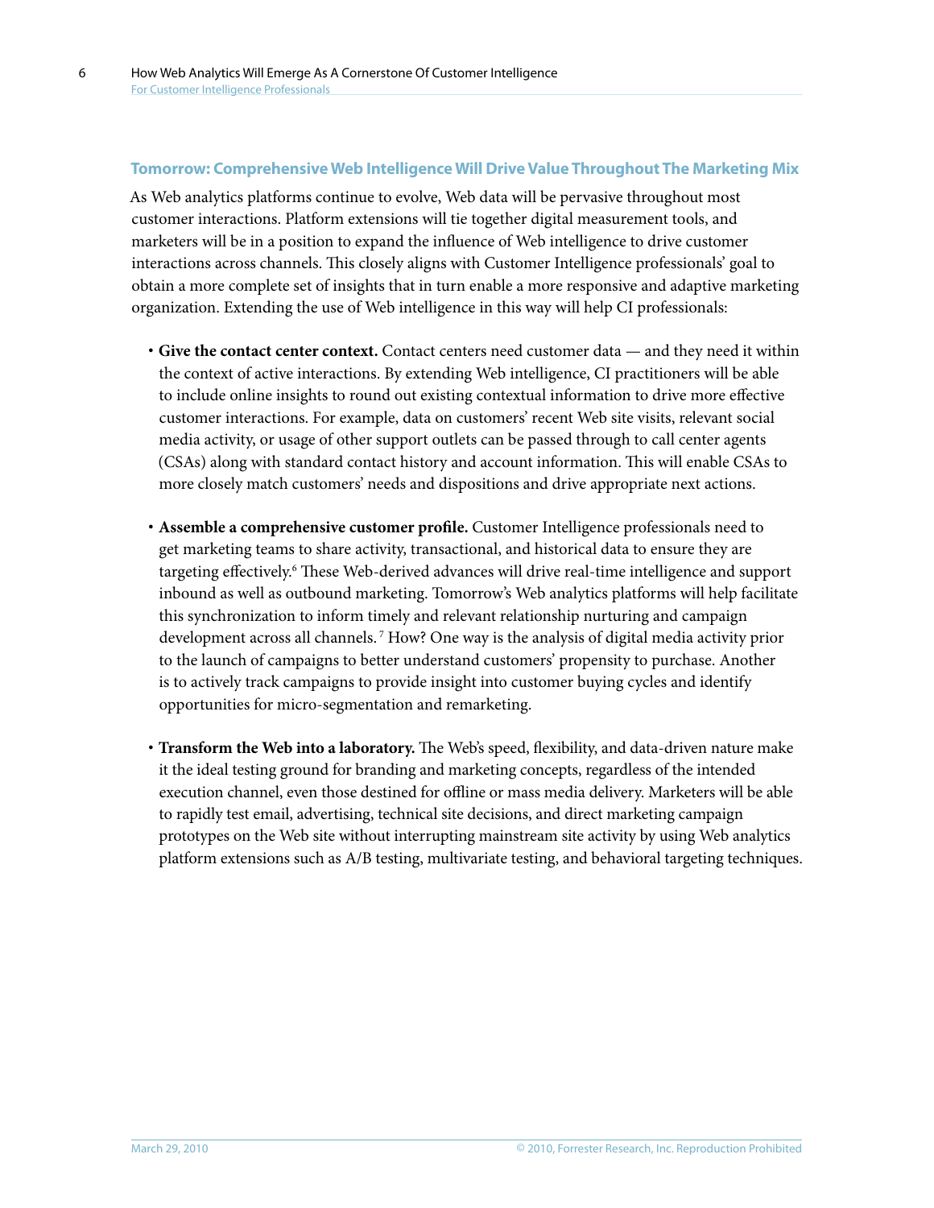## Tomorrow: Comprehensive Web Intelligence Will Drive Value Throughout The Marketing Mix

As Web analytics platforms continue to evolve, Web data will be pervasive throughout most customer interactions. Platform extensions will tie together digital measurement tools, and marketers will be in a position to expand the influence of Web intelligence to drive customer interactions across channels. This closely aligns with Customer Intelligence professionals' goal to obtain a more complete set of insights that in turn enable a more responsive and adaptive marketing organization. Extending the use of Web intelligence in this way will help CI professionals:

- **Give the contact center context.** Contact centers need customer data — and they need it within the context of active interactions. By extending Web intelligence, CI practitioners will be able to include online insights to round out existing contextual information to drive more effective customer interactions. For example, data on customers' recent Web site visits, relevant social media activity, or usage of other support outlets can be passed through to call center agents (CSAs) along with standard contact history and account information. This will enable CSAs to more closely match customers' needs and dispositions and drive appropriate next actions.

- **Assemble a comprehensive customer profile.** Customer Intelligence professionals need to get marketing teams to share activity, transactional, and historical data to ensure they are targeting effectively.[6] These Web-derived advances will drive real-time intelligence and support inbound as well as outbound marketing. Tomorrow's Web analytics platforms will help facilitate this synchronization to inform timely and relevant relationship nurturing and campaign development across all channels.[7] How? One way is the analysis of digital media activity prior to the launch of campaigns to better understand customers' propensity to purchase. Another is to actively track campaigns to provide insight into customer buying cycles and identify opportunities for micro-segmentation and remarketing.

- **Transform the Web into a laboratory.** The Web's speed, flexibility, and data-driven nature make it the ideal testing ground for branding and marketing concepts, regardless of the intended execution channel, even those destined for offline or mass media delivery. Marketers will be able to rapidly test email, advertising, technical site decisions, and direct marketing campaign prototypes on the Web site without interrupting mainstream site activity by using Web analytics platform extensions such as A/B testing, multivariate testing, and behavioral targeting techniques.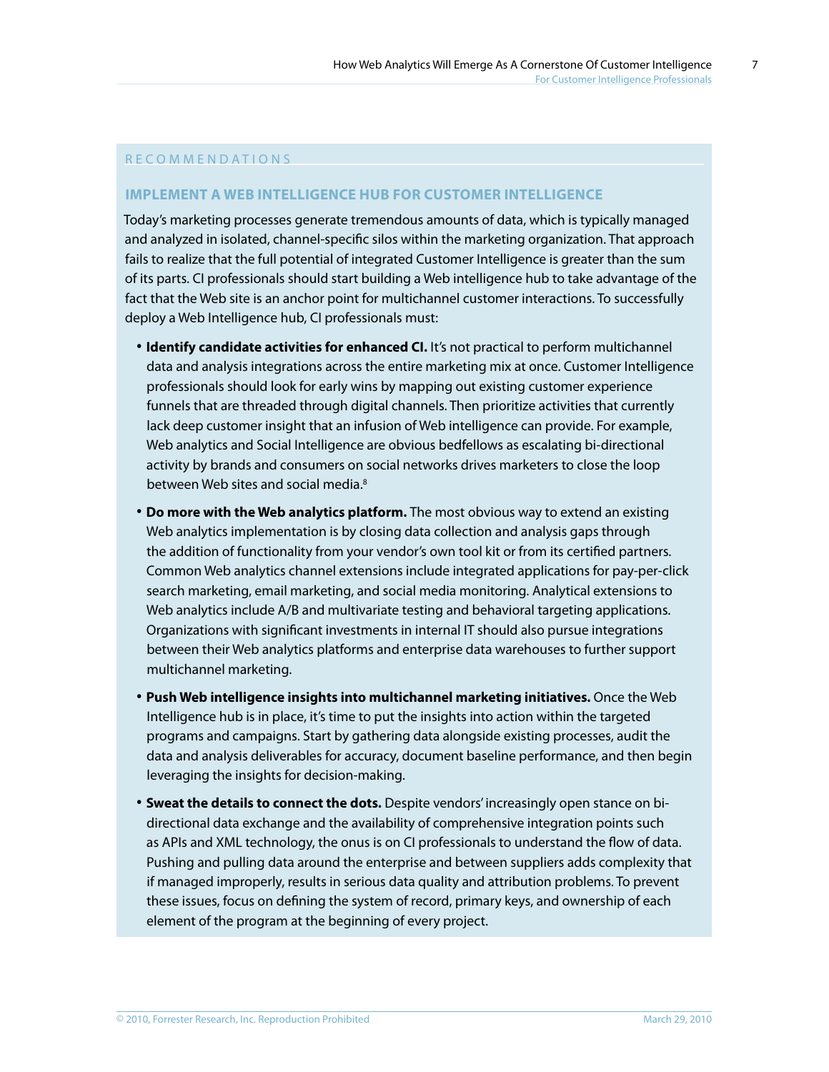## RECOMMENDATIONS

### IMPLEMENT A WEB INTELLIGENCE HUB FOR CUSTOMER INTELLIGENCE

Today's marketing processes generate tremendous amounts of data, which is typically managed and analyzed in isolated, channel-specific silos within the marketing organization. That approach fails to realize that the full potential of integrated Customer Intelligence is greater than the sum of its parts. CI professionals should start building a Web intelligence hub to take advantage of the fact that the Web site is an anchor point for multichannel customer interactions. To successfully deploy a Web Intelligence hub, CI professionals must:

- **Identify candidate activities for enhanced CI.** It's not practical to perform multichannel data and analysis integrations across the entire marketing mix at once. Customer Intelligence professionals should look for early wins by mapping out existing customer experience funnels that are threaded through digital channels. Then prioritize activities that currently lack deep customer insight that an infusion of Web intelligence can provide. For example, Web analytics and Social Intelligence are obvious bedfellows as escalating bi-directional activity by brands and consumers on social networks drives marketers to close the loop between Web sites and social media.[8]
- **Do more with the Web analytics platform.** The most obvious way to extend an existing Web analytics implementation is by closing data collection and analysis gaps through the addition of functionality from your vendor's own tool kit or from its certified partners. Common Web analytics channel extensions include integrated applications for pay-per-click search marketing, email marketing, and social media monitoring. Analytical extensions to Web analytics include A/B and multivariate testing and behavioral targeting applications. Organizations with significant investments in internal IT should also pursue integrations between their Web analytics platforms and enterprise data warehouses to further support multichannel marketing.
- **Push Web intelligence insights into multichannel marketing initiatives.** Once the Web Intelligence hub is in place, it's time to put the insights into action within the targeted programs and campaigns. Start by gathering data alongside existing processes, audit the data and analysis deliverables for accuracy, document baseline performance, and then begin leveraging the insights for decision-making.
- **Sweat the details to connect the dots.** Despite vendors' increasingly open stance on bi-directional data exchange and the availability of comprehensive integration points such as APIs and XML technology, the onus is on CI professionals to understand the flow of data. Pushing and pulling data around the enterprise and between suppliers adds complexity that if managed improperly, results in serious data quality and attribution problems. To prevent these issues, focus on defining the system of record, primary keys, and ownership of each element of the program at the beginning of every project.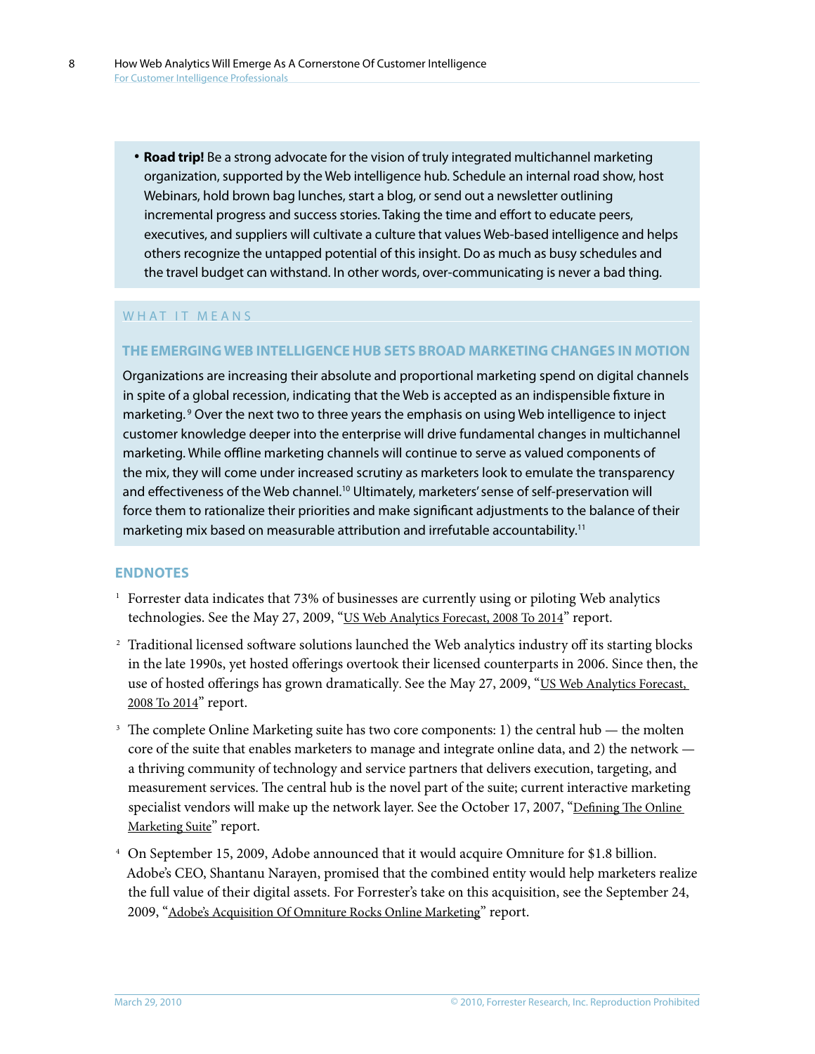- **Road trip!** Be a strong advocate for the vision of truly integrated multichannel marketing organization, supported by the Web intelligence hub. Schedule an internal road show, host Webinars, hold brown bag lunches, start a blog, or send out a newsletter outlining incremental progress and success stories. Taking the time and effort to educate peers, executives, and suppliers will cultivate a culture that values Web-based intelligence and helps others recognize the untapped potential of this insight. Do as much as busy schedules and the travel budget can withstand. In other words, over-communicating is never a bad thing.

## WHAT IT MEANS

### THE EMERGING WEB INTELLIGENCE HUB SETS BROAD MARKETING CHANGES IN MOTION

Organizations are increasing their absolute and proportional marketing spend on digital channels in spite of a global recession, indicating that the Web is accepted as an indispensible fixture in marketing.[9] Over the next two to three years the emphasis on using Web intelligence to inject customer knowledge deeper into the enterprise will drive fundamental changes in multichannel marketing. While offline marketing channels will continue to serve as valued components of the mix, they will come under increased scrutiny as marketers look to emulate the transparency and effectiveness of the Web channel.[10] Ultimately, marketers' sense of self-preservation will force them to rationalize their priorities and make significant adjustments to the balance of their marketing mix based on measurable attribution and irrefutable accountability.[11]

## ENDNOTES

[1] Forrester data indicates that 73% of businesses are currently using or piloting Web analytics technologies. See the May 27, 2009, "US Web Analytics Forecast, 2008 To 2014" report.

[2] Traditional licensed software solutions launched the Web analytics industry off its starting blocks in the late 1990s, yet hosted offerings overtook their licensed counterparts in 2006. Since then, the use of hosted offerings has grown dramatically. See the May 27, 2009, "US Web Analytics Forecast, 2008 To 2014" report.

[3] The complete Online Marketing suite has two core components: 1) the central hub — the molten core of the suite that enables marketers to manage and integrate online data, and 2) the network — a thriving community of technology and service partners that delivers execution, targeting, and measurement services. The central hub is the novel part of the suite; current interactive marketing specialist vendors will make up the network layer. See the October 17, 2007, "Defining The Online Marketing Suite" report.

[4] On September 15, 2009, Adobe announced that it would acquire Omniture for $1.8 billion. Adobe's CEO, Shantanu Narayen, promised that the combined entity would help marketers realize the full value of their digital assets. For Forrester's take on this acquisition, see the September 24, 2009, "Adobe's Acquisition Of Omniture Rocks Online Marketing" report.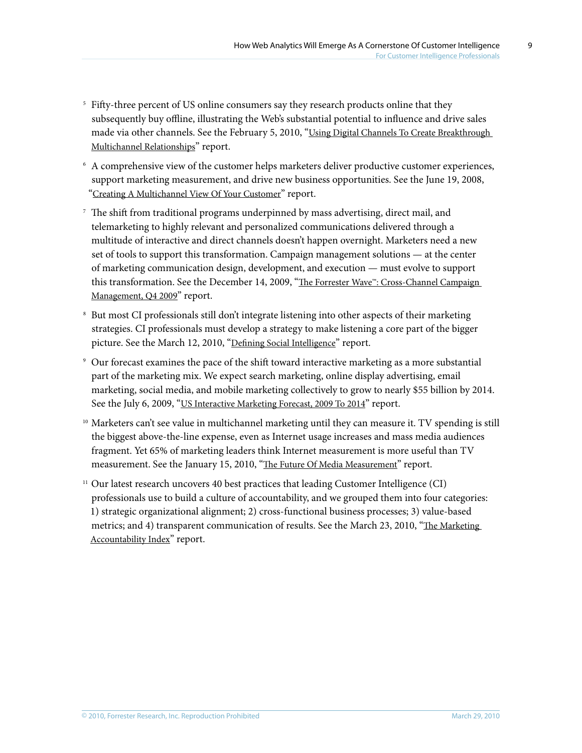[5] Fifty-three percent of US online consumers say they research products online that they subsequently buy offline, illustrating the Web's substantial potential to influence and drive sales made via other channels. See the February 5, 2010, "Using Digital Channels To Create Breakthrough Multichannel Relationships" report.

[6] A comprehensive view of the customer helps marketers deliver productive customer experiences, support marketing measurement, and drive new business opportunities. See the June 19, 2008, "Creating A Multichannel View Of Your Customer" report.

[7] The shift from traditional programs underpinned by mass advertising, direct mail, and telemarketing to highly relevant and personalized communications delivered through a multitude of interactive and direct channels doesn't happen overnight. Marketers need a new set of tools to support this transformation. Campaign management solutions — at the center of marketing communication design, development, and execution — must evolve to support this transformation. See the December 14, 2009, "The Forrester Wave™: Cross-Channel Campaign Management, Q4 2009" report.

[8] But most CI professionals still don't integrate listening into other aspects of their marketing strategies. CI professionals must develop a strategy to make listening a core part of the bigger picture. See the March 12, 2010, "Defining Social Intelligence" report.

[9] Our forecast examines the pace of the shift toward interactive marketing as a more substantial part of the marketing mix. We expect search marketing, online display advertising, email marketing, social media, and mobile marketing collectively to grow to nearly $55 billion by 2014. See the July 6, 2009, "US Interactive Marketing Forecast, 2009 To 2014" report.

[10] Marketers can't see value in multichannel marketing until they can measure it. TV spending is still the biggest above-the-line expense, even as Internet usage increases and mass media audiences fragment. Yet 65% of marketing leaders think Internet measurement is more useful than TV measurement. See the January 15, 2010, "The Future Of Media Measurement" report.

[11] Our latest research uncovers 40 best practices that leading Customer Intelligence (CI) professionals use to build a culture of accountability, and we grouped them into four categories: 1) strategic organizational alignment; 2) cross-functional business processes; 3) value-based metrics; and 4) transparent communication of results. See the March 23, 2010, "The Marketing Accountability Index" report.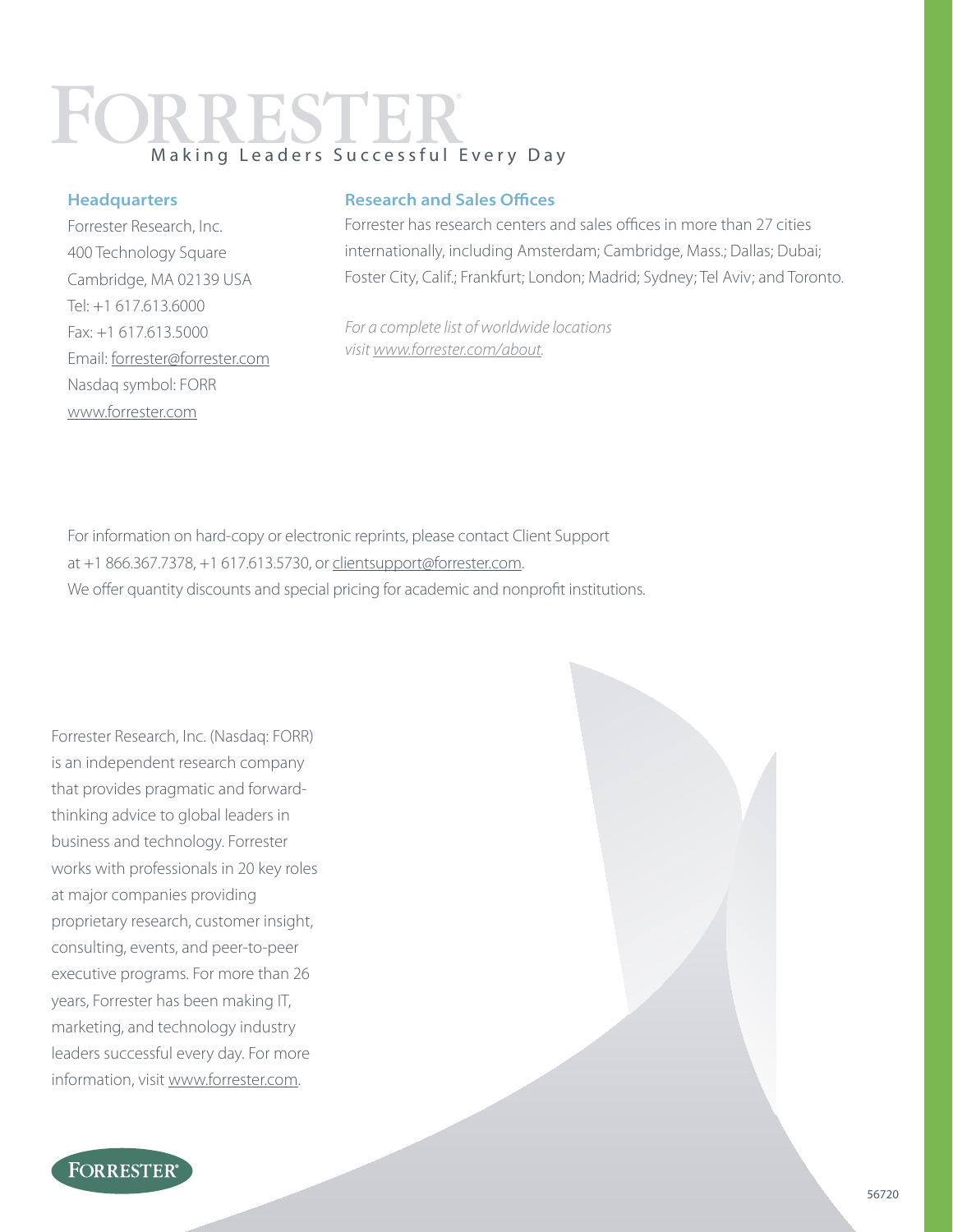# FORRESTER

Making Leaders Successful Every Day

**Headquarters**

Forrester Research, Inc.
400 Technology Square
Cambridge, MA 02139 USA
Tel: +1 617.613.6000
Fax: +1 617.613.5000
Email: forrester@forrester.com
Nasdaq symbol: FORR
www.forrester.com

**Research and Sales Offices**

Forrester has research centers and sales offices in more than 27 cities internationally, including Amsterdam; Cambridge, Mass.; Dallas; Dubai; Foster City, Calif.; Frankfurt; London; Madrid; Sydney; Tel Aviv; and Toronto.

*For a complete list of worldwide locations visit www.forrester.com/about.*

For information on hard-copy or electronic reprints, please contact Client Support at +1 866.367.7378, +1 617.613.5730, or clientsupport@forrester.com.
We offer quantity discounts and special pricing for academic and nonprofit institutions.

Forrester Research, Inc. (Nasdaq: FORR) is an independent research company that provides pragmatic and forward-thinking advice to global leaders in business and technology. Forrester works with professionals in 20 key roles at major companies providing proprietary research, customer insight, consulting, events, and peer-to-peer executive programs. For more than 26 years, Forrester has been making IT, marketing, and technology industry leaders successful every day. For more information, visit www.forrester.com.

FORRESTER

56720